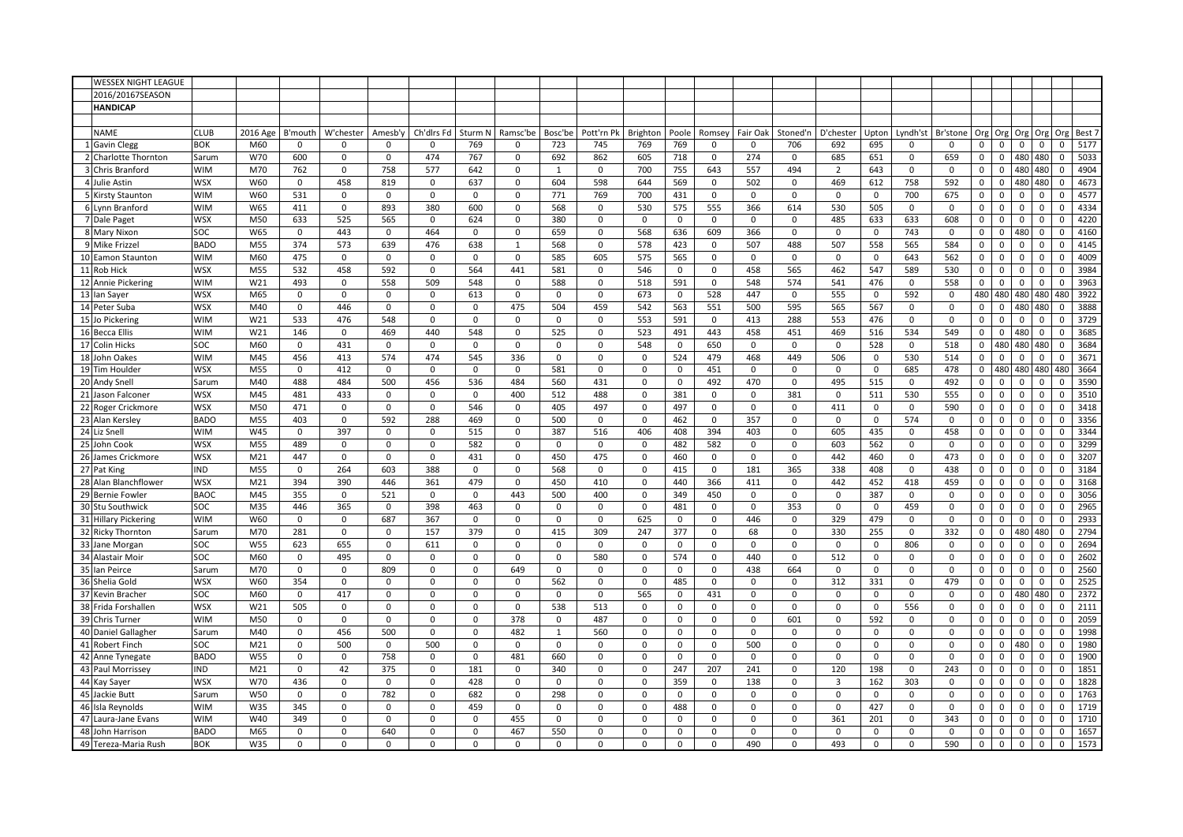WESSEX NIGHT LEAGUE

2016/20167SEASON

**HANDICAP**

| | NAME | CLUB | 2016 Age | B'mouth | W'chester | Amesb'y | Ch'dlrs Fd | Sturm N | Ramsc'be | Bosc'be | Pott'rn Pk | Brighton | Poole | Romsey | Fair Oak | Stoned'n | D'chester | Upton | Lyndh'st | Br'stone | Org | Org | Org | Org | Org | Best 7 |
|---|---|---|---|---|---|---|---|---|---|---|---|---|---|---|---|---|---|---|---|---|---|---|---|---|---|---|
| 1 | Gavin Clegg | BOK | M60 | 0 | 0 | 0 | 0 | 769 | 0 | 723 | 745 | 769 | 769 | 0 | 0 | 706 | 692 | 695 | 0 | 0 | 0 | 0 | 0 | 0 | 0 | 5177 |
| 2 | Charlotte Thornton | Sarum | W70 | 600 | 0 | 0 | 474 | 767 | 0 | 692 | 862 | 605 | 718 | 0 | 274 | 0 | 685 | 651 | 0 | 659 | 0 | 0 | 480 | 480 | 0 | 5033 |
| 3 | Chris Branford | WIM | M70 | 762 | 0 | 758 | 577 | 642 | 0 | 1 | 0 | 700 | 755 | 643 | 557 | 494 | 2 | 643 | 0 | 0 | 0 | 0 | 480 | 480 | 0 | 4904 |
| 4 | Julie Astin | WSX | W60 | 0 | 458 | 819 | 0 | 637 | 0 | 604 | 598 | 644 | 569 | 0 | 502 | 0 | 469 | 612 | 758 | 592 | 0 | 0 | 480 | 480 | 0 | 4673 |
| 5 | Kirsty Staunton | WIM | W60 | 531 | 0 | 0 | 0 | 0 | 0 | 771 | 769 | 700 | 431 | 0 | 0 | 0 | 0 | 0 | 700 | 675 | 0 | 0 | 0 | 0 | 0 | 4577 |
| 6 | Lynn Branford | WIM | W65 | 411 | 0 | 893 | 380 | 600 | 0 | 568 | 0 | 530 | 575 | 555 | 366 | 614 | 530 | 505 | 0 | 0 | 0 | 0 | 0 | 0 | 0 | 4334 |
| 7 | Dale Paget | WSX | M50 | 633 | 525 | 565 | 0 | 624 | 0 | 380 | 0 | 0 | 0 | 0 | 0 | 0 | 485 | 633 | 633 | 608 | 0 | 0 | 0 | 0 | 0 | 4220 |
| 8 | Mary Nixon | SOC | W65 | 0 | 443 | 0 | 464 | 0 | 0 | 659 | 0 | 568 | 636 | 609 | 366 | 0 | 0 | 0 | 743 | 0 | 0 | 0 | 480 | 0 | 0 | 4160 |
| 9 | Mike Frizzel | BADO | M55 | 374 | 573 | 639 | 476 | 638 | 1 | 568 | 0 | 578 | 423 | 0 | 507 | 488 | 507 | 558 | 565 | 584 | 0 | 0 | 0 | 0 | 0 | 4145 |
| 10 | Eamon Staunton | WIM | M60 | 475 | 0 | 0 | 0 | 0 | 0 | 585 | 605 | 575 | 565 | 0 | 0 | 0 | 0 | 0 | 643 | 562 | 0 | 0 | 0 | 0 | 0 | 4009 |
| 11 | Rob Hick | WSX | M55 | 532 | 458 | 592 | 0 | 564 | 441 | 581 | 0 | 546 | 0 | 0 | 458 | 565 | 462 | 547 | 589 | 530 | 0 | 0 | 0 | 0 | 0 | 3984 |
| 12 | Annie Pickering | WIM | W21 | 493 | 0 | 558 | 509 | 548 | 0 | 588 | 0 | 518 | 591 | 0 | 548 | 574 | 541 | 476 | 0 | 558 | 0 | 0 | 0 | 0 | 0 | 3963 |
| 13 | Ian Sayer | WSX | M65 | 0 | 0 | 0 | 0 | 613 | 0 | 0 | 0 | 673 | 0 | 528 | 447 | 0 | 555 | 0 | 592 | 0 | 480 | 480 | 480 | 480 | 480 | 3922 |
| 14 | Peter Suba | WSX | M40 | 0 | 446 | 0 | 0 | 0 | 475 | 504 | 459 | 542 | 563 | 551 | 500 | 595 | 565 | 567 | 0 | 0 | 0 | 0 | 480 | 480 | 0 | 3888 |
| 15 | Jo Pickering | WIM | W21 | 533 | 476 | 548 | 0 | 0 | 0 | 0 | 0 | 553 | 591 | 0 | 413 | 288 | 553 | 476 | 0 | 0 | 0 | 0 | 0 | 0 | 0 | 3729 |
| 16 | Becca Ellis | WIM | W21 | 146 | 0 | 469 | 440 | 548 | 0 | 525 | 0 | 523 | 491 | 443 | 458 | 451 | 469 | 516 | 534 | 549 | 0 | 0 | 480 | 0 | 0 | 3685 |
| 17 | Colin Hicks | SOC | M60 | 0 | 431 | 0 | 0 | 0 | 0 | 0 | 0 | 548 | 0 | 650 | 0 | 0 | 0 | 528 | 0 | 518 | 0 | 480 | 480 | 480 | 0 | 3684 |
| 18 | John Oakes | WIM | M45 | 456 | 413 | 574 | 474 | 545 | 336 | 0 | 0 | 0 | 524 | 479 | 468 | 449 | 506 | 0 | 530 | 514 | 0 | 0 | 0 | 0 | 0 | 3671 |
| 19 | Tim Houlder | WSX | M55 | 0 | 412 | 0 | 0 | 0 | 0 | 581 | 0 | 0 | 0 | 451 | 0 | 0 | 0 | 0 | 685 | 478 | 0 | 480 | 480 | 480 | 480 | 3664 |
| 20 | Andy Snell | Sarum | M40 | 488 | 484 | 500 | 456 | 536 | 484 | 560 | 431 | 0 | 0 | 492 | 470 | 0 | 495 | 515 | 0 | 492 | 0 | 0 | 0 | 0 | 0 | 3590 |
| 21 | Jason Falconer | WSX | M45 | 481 | 433 | 0 | 0 | 0 | 400 | 512 | 488 | 0 | 381 | 0 | 0 | 381 | 0 | 511 | 530 | 555 | 0 | 0 | 0 | 0 | 0 | 3510 |
| 22 | Roger Crickmore | WSX | M50 | 471 | 0 | 0 | 0 | 546 | 0 | 405 | 497 | 0 | 497 | 0 | 0 | 0 | 411 | 0 | 0 | 590 | 0 | 0 | 0 | 0 | 0 | 3418 |
| 23 | Alan Kersley | BADO | M55 | 403 | 0 | 592 | 288 | 469 | 0 | 500 | 0 | 0 | 462 | 0 | 357 | 0 | 0 | 0 | 574 | 0 | 0 | 0 | 0 | 0 | 0 | 3356 |
| 24 | Liz Snell | WIM | W45 | 0 | 397 | 0 | 0 | 515 | 0 | 387 | 516 | 406 | 408 | 394 | 403 | 0 | 605 | 435 | 0 | 458 | 0 | 0 | 0 | 0 | 0 | 3344 |
| 25 | John Cook | WSX | M55 | 489 | 0 | 0 | 0 | 582 | 0 | 0 | 0 | 0 | 482 | 582 | 0 | 0 | 603 | 562 | 0 | 0 | 0 | 0 | 0 | 0 | 0 | 3299 |
| 26 | James Crickmore | WSX | M21 | 447 | 0 | 0 | 0 | 431 | 0 | 450 | 475 | 0 | 460 | 0 | 0 | 0 | 442 | 460 | 0 | 473 | 0 | 0 | 0 | 0 | 0 | 3207 |
| 27 | Pat King | IND | M55 | 0 | 264 | 603 | 388 | 0 | 0 | 568 | 0 | 0 | 415 | 0 | 181 | 365 | 338 | 408 | 0 | 438 | 0 | 0 | 0 | 0 | 0 | 3184 |
| 28 | Alan Blanchflower | WSX | M21 | 394 | 390 | 446 | 361 | 479 | 0 | 450 | 410 | 0 | 440 | 366 | 411 | 0 | 442 | 452 | 418 | 459 | 0 | 0 | 0 | 0 | 0 | 3168 |
| 29 | Bernie Fowler | BAOC | M45 | 355 | 0 | 521 | 0 | 0 | 443 | 500 | 400 | 0 | 349 | 450 | 0 | 0 | 0 | 387 | 0 | 0 | 0 | 0 | 0 | 0 | 0 | 3056 |
| 30 | Stu Southwick | SOC | M35 | 446 | 365 | 0 | 398 | 463 | 0 | 0 | 0 | 0 | 481 | 0 | 0 | 353 | 0 | 0 | 459 | 0 | 0 | 0 | 0 | 0 | 0 | 2965 |
| 31 | Hillary Pickering | WIM | W60 | 0 | 0 | 687 | 367 | 0 | 0 | 0 | 0 | 625 | 0 | 0 | 446 | 0 | 329 | 479 | 0 | 0 | 0 | 0 | 0 | 0 | 0 | 2933 |
| 32 | Ricky Thornton | Sarum | M70 | 281 | 0 | 0 | 157 | 379 | 0 | 415 | 309 | 247 | 377 | 0 | 68 | 0 | 330 | 255 | 0 | 332 | 0 | 0 | 480 | 480 | 0 | 2794 |
| 33 | Jane Morgan | SOC | W55 | 623 | 655 | 0 | 611 | 0 | 0 | 0 | 0 | 0 | 0 | 0 | 0 | 0 | 0 | 0 | 806 | 0 | 0 | 0 | 0 | 0 | 0 | 2694 |
| 34 | Alastair Moir | SOC | M60 | 0 | 495 | 0 | 0 | 0 | 0 | 0 | 580 | 0 | 574 | 0 | 440 | 0 | 512 | 0 | 0 | 0 | 0 | 0 | 0 | 0 | 0 | 2602 |
| 35 | Ian Peirce | Sarum | M70 | 0 | 0 | 809 | 0 | 0 | 649 | 0 | 0 | 0 | 0 | 0 | 438 | 664 | 0 | 0 | 0 | 0 | 0 | 0 | 0 | 0 | 0 | 2560 |
| 36 | Shelia Gold | WSX | W60 | 354 | 0 | 0 | 0 | 0 | 0 | 562 | 0 | 0 | 485 | 0 | 0 | 0 | 312 | 331 | 0 | 479 | 0 | 0 | 0 | 0 | 0 | 2525 |
| 37 | Kevin Bracher | SOC | M60 | 0 | 417 | 0 | 0 | 0 | 0 | 0 | 0 | 565 | 0 | 431 | 0 | 0 | 0 | 0 | 0 | 0 | 0 | 0 | 480 | 480 | 0 | 2372 |
| 38 | Frida Forshallen | WSX | W21 | 505 | 0 | 0 | 0 | 0 | 0 | 538 | 513 | 0 | 0 | 0 | 0 | 0 | 0 | 0 | 556 | 0 | 0 | 0 | 0 | 0 | 0 | 2111 |
| 39 | Chris Turner | WIM | M50 | 0 | 0 | 0 | 0 | 0 | 378 | 0 | 487 | 0 | 0 | 0 | 0 | 601 | 0 | 592 | 0 | 0 | 0 | 0 | 0 | 0 | 0 | 2059 |
| 40 | Daniel Gallagher | Sarum | M40 | 0 | 456 | 500 | 0 | 0 | 482 | 1 | 560 | 0 | 0 | 0 | 0 | 0 | 0 | 0 | 0 | 0 | 0 | 0 | 0 | 0 | 0 | 1998 |
| 41 | Robert Finch | SOC | M21 | 0 | 500 | 0 | 500 | 0 | 0 | 0 | 0 | 0 | 0 | 0 | 500 | 0 | 0 | 0 | 0 | 0 | 0 | 0 | 480 | 0 | 0 | 1980 |
| 42 | Anne Tynegate | BADO | W55 | 0 | 0 | 758 | 0 | 0 | 481 | 660 | 0 | 0 | 0 | 0 | 0 | 0 | 0 | 0 | 0 | 0 | 0 | 0 | 0 | 0 | 0 | 1900 |
| 43 | Paul Morrissey | IND | M21 | 0 | 42 | 375 | 0 | 181 | 0 | 340 | 0 | 0 | 247 | 207 | 241 | 0 | 120 | 198 | 0 | 243 | 0 | 0 | 0 | 0 | 0 | 1851 |
| 44 | Kay Sayer | WSX | W70 | 436 | 0 | 0 | 0 | 428 | 0 | 0 | 0 | 0 | 359 | 0 | 138 | 0 | 3 | 162 | 303 | 0 | 0 | 0 | 0 | 0 | 0 | 1828 |
| 45 | Jackie Butt | Sarum | W50 | 0 | 0 | 782 | 0 | 682 | 0 | 298 | 0 | 0 | 0 | 0 | 0 | 0 | 0 | 0 | 0 | 0 | 0 | 0 | 0 | 0 | 0 | 1763 |
| 46 | Isla Reynolds | WIM | W35 | 345 | 0 | 0 | 0 | 459 | 0 | 0 | 0 | 0 | 488 | 0 | 0 | 0 | 0 | 427 | 0 | 0 | 0 | 0 | 0 | 0 | 0 | 1719 |
| 47 | Laura-Jane Evans | WIM | W40 | 349 | 0 | 0 | 0 | 0 | 455 | 0 | 0 | 0 | 0 | 0 | 0 | 0 | 361 | 201 | 0 | 343 | 0 | 0 | 0 | 0 | 0 | 1710 |
| 48 | John Harrison | BADO | M65 | 0 | 0 | 640 | 0 | 0 | 467 | 550 | 0 | 0 | 0 | 0 | 0 | 0 | 0 | 0 | 0 | 0 | 0 | 0 | 0 | 0 | 0 | 1657 |
| 49 | Tereza-Maria Rush | BOK | W35 | 0 | 0 | 0 | 0 | 0 | 0 | 0 | 0 | 0 | 0 | 0 | 490 | 0 | 493 | 0 | 0 | 590 | 0 | 0 | 0 | 0 | 0 | 1573 |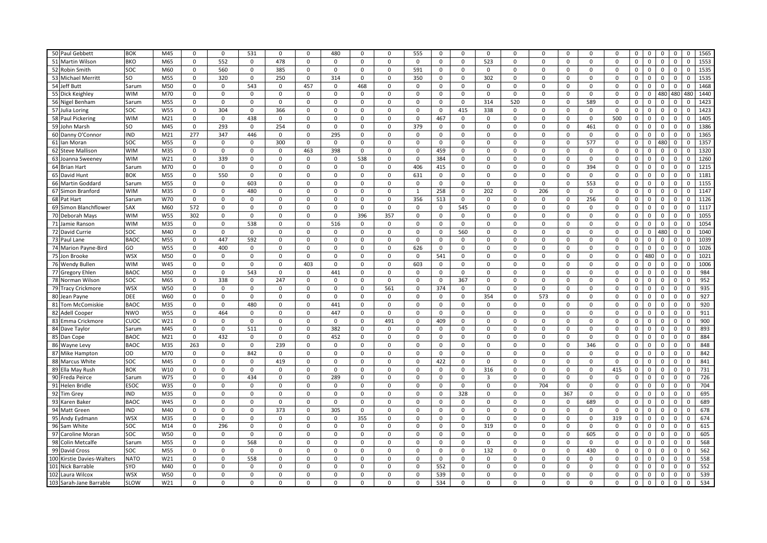| | | | | | | | | | | | | | | | | | | | | | | | | | | |
|---|---|---|---|---|---|---|---|---|---|---|---|---|---|---|---|---|---|---|---|---|---|---|---|---|---|---|
| 50 | Paul Gebbett | BOK | M45 | 0 | 0 | 531 | 0 | 0 | 480 | 0 | 0 | 555 | 0 | 0 | 0 | 0 | 0 | 0 | 0 | 0 | 0 | 0 | 0 | 0 | 0 | 1565 |
| 51 | Martin Wilson | BKO | M65 | 0 | 552 | 0 | 478 | 0 | 0 | 0 | 0 | 0 | 0 | 0 | 523 | 0 | 0 | 0 | 0 | 0 | 0 | 0 | 0 | 0 | 0 | 1553 |
| 52 | Robin Smith | SOC | M60 | 0 | 560 | 0 | 385 | 0 | 0 | 0 | 0 | 591 | 0 | 0 | 0 | 0 | 0 | 0 | 0 | 0 | 0 | 0 | 0 | 0 | 0 | 1535 |
| 53 | Michael Merritt | SO | M55 | 0 | 320 | 0 | 250 | 0 | 314 | 0 | 0 | 350 | 0 | 0 | 302 | 0 | 0 | 0 | 0 | 0 | 0 | 0 | 0 | 0 | 0 | 1535 |
| 54 | Jeff Butt | Sarum | M50 | 0 | 0 | 543 | 0 | 457 | 0 | 468 | 0 | 0 | 0 | 0 | 0 | 0 | 0 | 0 | 0 | 0 | 0 | 0 | 0 | 0 | 0 | 1468 |
| 55 | Dick Keighley | WIM | M70 | 0 | 0 | 0 | 0 | 0 | 0 | 0 | 0 | 0 | 0 | 0 | 0 | 0 | 0 | 0 | 0 | 0 | 0 | 0 | 480 | 480 | 480 | 1440 |
| 56 | Nigel Benham | Sarum | M55 | 0 | 0 | 0 | 0 | 0 | 0 | 0 | 0 | 0 | 0 | 0 | 314 | 520 | 0 | 0 | 589 | 0 | 0 | 0 | 0 | 0 | 0 | 1423 |
| 57 | Julia Loring | SOC | W55 | 0 | 304 | 0 | 366 | 0 | 0 | 0 | 0 | 0 | 0 | 415 | 338 | 0 | 0 | 0 | 0 | 0 | 0 | 0 | 0 | 0 | 0 | 1423 |
| 58 | Paul Pickering | WIM | M21 | 0 | 0 | 438 | 0 | 0 | 0 | 0 | 0 | 0 | 467 | 0 | 0 | 0 | 0 | 0 | 0 | 500 | 0 | 0 | 0 | 0 | 0 | 1405 |
| 59 | John Marsh | SO | M45 | 0 | 293 | 0 | 254 | 0 | 0 | 0 | 0 | 379 | 0 | 0 | 0 | 0 | 0 | 0 | 461 | 0 | 0 | 0 | 0 | 0 | 0 | 1386 |
| 60 | Danny O'Connor | IND | M21 | 277 | 347 | 446 | 0 | 0 | 295 | 0 | 0 | 0 | 0 | 0 | 0 | 0 | 0 | 0 | 0 | 0 | 0 | 0 | 0 | 0 | 0 | 1365 |
| 61 | Ian Moran | SOC | M55 | 0 | 0 | 0 | 300 | 0 | 0 | 0 | 0 | 0 | 0 | 0 | 0 | 0 | 0 | 0 | 577 | 0 | 0 | 0 | 480 | 0 | 0 | 1357 |
| 62 | Steve Mallison | WIM | M35 | 0 | 0 | 0 | 0 | 463 | 398 | 0 | 0 | 0 | 459 | 0 | 0 | 0 | 0 | 0 | 0 | 0 | 0 | 0 | 0 | 0 | 0 | 1320 |
| 63 | Joanna Sweeney | WIM | W21 | 0 | 339 | 0 | 0 | 0 | 0 | 538 | 0 | 0 | 384 | 0 | 0 | 0 | 0 | 0 | 0 | 0 | 0 | 0 | 0 | 0 | 0 | 1260 |
| 64 | Brian Hart | Sarum | M70 | 0 | 0 | 0 | 0 | 0 | 0 | 0 | 0 | 406 | 415 | 0 | 0 | 0 | 0 | 0 | 394 | 0 | 0 | 0 | 0 | 0 | 0 | 1215 |
| 65 | David Hunt | BOK | M55 | 0 | 550 | 0 | 0 | 0 | 0 | 0 | 0 | 631 | 0 | 0 | 0 | 0 | 0 | 0 | 0 | 0 | 0 | 0 | 0 | 0 | 0 | 1181 |
| 66 | Martin Goddard | Sarum | M55 | 0 | 0 | 603 | 0 | 0 | 0 | 0 | 0 | 0 | 0 | 0 | 0 | 0 | 0 | 0 | 553 | 0 | 0 | 0 | 0 | 0 | 0 | 1155 |
| 67 | Simon Branford | WIM | M35 | 0 | 0 | 480 | 0 | 0 | 0 | 0 | 0 | 1 | 258 | 0 | 202 | 0 | 206 | 0 | 0 | 0 | 0 | 0 | 0 | 0 | 0 | 1147 |
| 68 | Pat Hart | Sarum | W70 | 0 | 0 | 0 | 0 | 0 | 0 | 0 | 0 | 356 | 513 | 0 | 0 | 0 | 0 | 0 | 256 | 0 | 0 | 0 | 0 | 0 | 0 | 1126 |
| 69 | Simon Blanchflower | SAX | M60 | 572 | 0 | 0 | 0 | 0 | 0 | 0 | 0 | 0 | 0 | 545 | 0 | 0 | 0 | 0 | 0 | 0 | 0 | 0 | 0 | 0 | 0 | 1117 |
| 70 | Deborah Mays | WIM | W55 | 302 | 0 | 0 | 0 | 0 | 0 | 396 | 357 | 0 | 0 | 0 | 0 | 0 | 0 | 0 | 0 | 0 | 0 | 0 | 0 | 0 | 0 | 1055 |
| 71 | Jamie Ranson | WIM | M35 | 0 | 0 | 538 | 0 | 0 | 516 | 0 | 0 | 0 | 0 | 0 | 0 | 0 | 0 | 0 | 0 | 0 | 0 | 0 | 0 | 0 | 0 | 1054 |
| 72 | David Currie | SOC | M40 | 0 | 0 | 0 | 0 | 0 | 0 | 0 | 0 | 0 | 0 | 560 | 0 | 0 | 0 | 0 | 0 | 0 | 0 | 0 | 480 | 0 | 0 | 1040 |
| 73 | Paul Lane | BAOC | M55 | 0 | 447 | 592 | 0 | 0 | 0 | 0 | 0 | 0 | 0 | 0 | 0 | 0 | 0 | 0 | 0 | 0 | 0 | 0 | 0 | 0 | 0 | 1039 |
| 74 | Marion Payne-Bird | GO | W55 | 0 | 400 | 0 | 0 | 0 | 0 | 0 | 0 | 626 | 0 | 0 | 0 | 0 | 0 | 0 | 0 | 0 | 0 | 0 | 0 | 0 | 0 | 1026 |
| 75 | Jon Brooke | WSX | M50 | 0 | 0 | 0 | 0 | 0 | 0 | 0 | 0 | 0 | 541 | 0 | 0 | 0 | 0 | 0 | 0 | 0 | 0 | 480 | 0 | 0 | 0 | 1021 |
| 76 | Wendy Bullen | WIM | W45 | 0 | 0 | 0 | 0 | 403 | 0 | 0 | 0 | 603 | 0 | 0 | 0 | 0 | 0 | 0 | 0 | 0 | 0 | 0 | 0 | 0 | 0 | 1006 |
| 77 | Gregory Ehlen | BAOC | M50 | 0 | 0 | 543 | 0 | 0 | 441 | 0 | 0 | 0 | 0 | 0 | 0 | 0 | 0 | 0 | 0 | 0 | 0 | 0 | 0 | 0 | 0 | 984 |
| 78 | Norman Wilson | SOC | M65 | 0 | 338 | 0 | 247 | 0 | 0 | 0 | 0 | 0 | 0 | 367 | 0 | 0 | 0 | 0 | 0 | 0 | 0 | 0 | 0 | 0 | 0 | 952 |
| 79 | Tracy Crickmore | WSX | W50 | 0 | 0 | 0 | 0 | 0 | 0 | 0 | 561 | 0 | 374 | 0 | 0 | 0 | 0 | 0 | 0 | 0 | 0 | 0 | 0 | 0 | 0 | 935 |
| 80 | Jean Payne | DEE | W60 | 0 | 0 | 0 | 0 | 0 | 0 | 0 | 0 | 0 | 0 | 0 | 354 | 0 | 573 | 0 | 0 | 0 | 0 | 0 | 0 | 0 | 0 | 927 |
| 81 | Tom McComiskie | BAOC | M35 | 0 | 0 | 480 | 0 | 0 | 441 | 0 | 0 | 0 | 0 | 0 | 0 | 0 | 0 | 0 | 0 | 0 | 0 | 0 | 0 | 0 | 0 | 920 |
| 82 | Adell Cooper | NWO | W55 | 0 | 464 | 0 | 0 | 0 | 447 | 0 | 0 | 0 | 0 | 0 | 0 | 0 | 0 | 0 | 0 | 0 | 0 | 0 | 0 | 0 | 0 | 911 |
| 83 | Emma Crickmore | CUOC | W21 | 0 | 0 | 0 | 0 | 0 | 0 | 0 | 491 | 0 | 409 | 0 | 0 | 0 | 0 | 0 | 0 | 0 | 0 | 0 | 0 | 0 | 0 | 900 |
| 84 | Dave Taylor | Sarum | M45 | 0 | 0 | 511 | 0 | 0 | 382 | 0 | 0 | 0 | 0 | 0 | 0 | 0 | 0 | 0 | 0 | 0 | 0 | 0 | 0 | 0 | 0 | 893 |
| 85 | Dan Cope | BAOC | M21 | 0 | 432 | 0 | 0 | 0 | 452 | 0 | 0 | 0 | 0 | 0 | 0 | 0 | 0 | 0 | 0 | 0 | 0 | 0 | 0 | 0 | 0 | 884 |
| 86 | Wayne Levy | BAOC | M35 | 263 | 0 | 0 | 239 | 0 | 0 | 0 | 0 | 0 | 0 | 0 | 0 | 0 | 0 | 0 | 346 | 0 | 0 | 0 | 0 | 0 | 0 | 848 |
| 87 | Mike Hampton | OD | M70 | 0 | 0 | 842 | 0 | 0 | 0 | 0 | 0 | 0 | 0 | 0 | 0 | 0 | 0 | 0 | 0 | 0 | 0 | 0 | 0 | 0 | 0 | 842 |
| 88 | Marcus White | SOC | M45 | 0 | 0 | 0 | 419 | 0 | 0 | 0 | 0 | 0 | 422 | 0 | 0 | 0 | 0 | 0 | 0 | 0 | 0 | 0 | 0 | 0 | 0 | 841 |
| 89 | Ella May Rush | BOK | W10 | 0 | 0 | 0 | 0 | 0 | 0 | 0 | 0 | 0 | 0 | 0 | 316 | 0 | 0 | 0 | 0 | 415 | 0 | 0 | 0 | 0 | 0 | 731 |
| 90 | Freda Peirce | Sarum | W75 | 0 | 0 | 434 | 0 | 0 | 289 | 0 | 0 | 0 | 0 | 0 | 3 | 0 | 0 | 0 | 0 | 0 | 0 | 0 | 0 | 0 | 0 | 726 |
| 91 | Helen Bridle | ESOC | W35 | 0 | 0 | 0 | 0 | 0 | 0 | 0 | 0 | 0 | 0 | 0 | 0 | 0 | 704 | 0 | 0 | 0 | 0 | 0 | 0 | 0 | 0 | 704 |
| 92 | Tim Grey | IND | M35 | 0 | 0 | 0 | 0 | 0 | 0 | 0 | 0 | 0 | 0 | 328 | 0 | 0 | 0 | 367 | 0 | 0 | 0 | 0 | 0 | 0 | 0 | 695 |
| 93 | Karen Baker | BAOC | W45 | 0 | 0 | 0 | 0 | 0 | 0 | 0 | 0 | 0 | 0 | 0 | 0 | 0 | 0 | 0 | 689 | 0 | 0 | 0 | 0 | 0 | 0 | 689 |
| 94 | Matt Green | IND | M40 | 0 | 0 | 0 | 373 | 0 | 305 | 0 | 0 | 0 | 0 | 0 | 0 | 0 | 0 | 0 | 0 | 0 | 0 | 0 | 0 | 0 | 0 | 678 |
| 95 | Andy Eydmann | WSX | M35 | 0 | 0 | 0 | 0 | 0 | 0 | 355 | 0 | 0 | 0 | 0 | 0 | 0 | 0 | 0 | 0 | 319 | 0 | 0 | 0 | 0 | 0 | 674 |
| 96 | Sam White | SOC | M14 | 0 | 296 | 0 | 0 | 0 | 0 | 0 | 0 | 0 | 0 | 0 | 319 | 0 | 0 | 0 | 0 | 0 | 0 | 0 | 0 | 0 | 0 | 615 |
| 97 | Caroline Moran | SOC | W50 | 0 | 0 | 0 | 0 | 0 | 0 | 0 | 0 | 0 | 0 | 0 | 0 | 0 | 0 | 0 | 605 | 0 | 0 | 0 | 0 | 0 | 0 | 605 |
| 98 | Colin Metcalfe | Sarum | M55 | 0 | 0 | 568 | 0 | 0 | 0 | 0 | 0 | 0 | 0 | 0 | 0 | 0 | 0 | 0 | 0 | 0 | 0 | 0 | 0 | 0 | 0 | 568 |
| 99 | David Cross | SOC | M55 | 0 | 0 | 0 | 0 | 0 | 0 | 0 | 0 | 0 | 0 | 0 | 132 | 0 | 0 | 0 | 430 | 0 | 0 | 0 | 0 | 0 | 0 | 562 |
| 100 | Kirstie Davies-Walters | NATO | W21 | 0 | 0 | 558 | 0 | 0 | 0 | 0 | 0 | 0 | 0 | 0 | 0 | 0 | 0 | 0 | 0 | 0 | 0 | 0 | 0 | 0 | 0 | 558 |
| 101 | Nick Barrable | SYO | M40 | 0 | 0 | 0 | 0 | 0 | 0 | 0 | 0 | 0 | 552 | 0 | 0 | 0 | 0 | 0 | 0 | 0 | 0 | 0 | 0 | 0 | 0 | 552 |
| 102 | Laura Wilcox | WSX | W50 | 0 | 0 | 0 | 0 | 0 | 0 | 0 | 0 | 0 | 539 | 0 | 0 | 0 | 0 | 0 | 0 | 0 | 0 | 0 | 0 | 0 | 0 | 539 |
| 103 | Sarah-Jane Barrable | SLOW | W21 | 0 | 0 | 0 | 0 | 0 | 0 | 0 | 0 | 0 | 534 | 0 | 0 | 0 | 0 | 0 | 0 | 0 | 0 | 0 | 0 | 0 | 0 | 534 |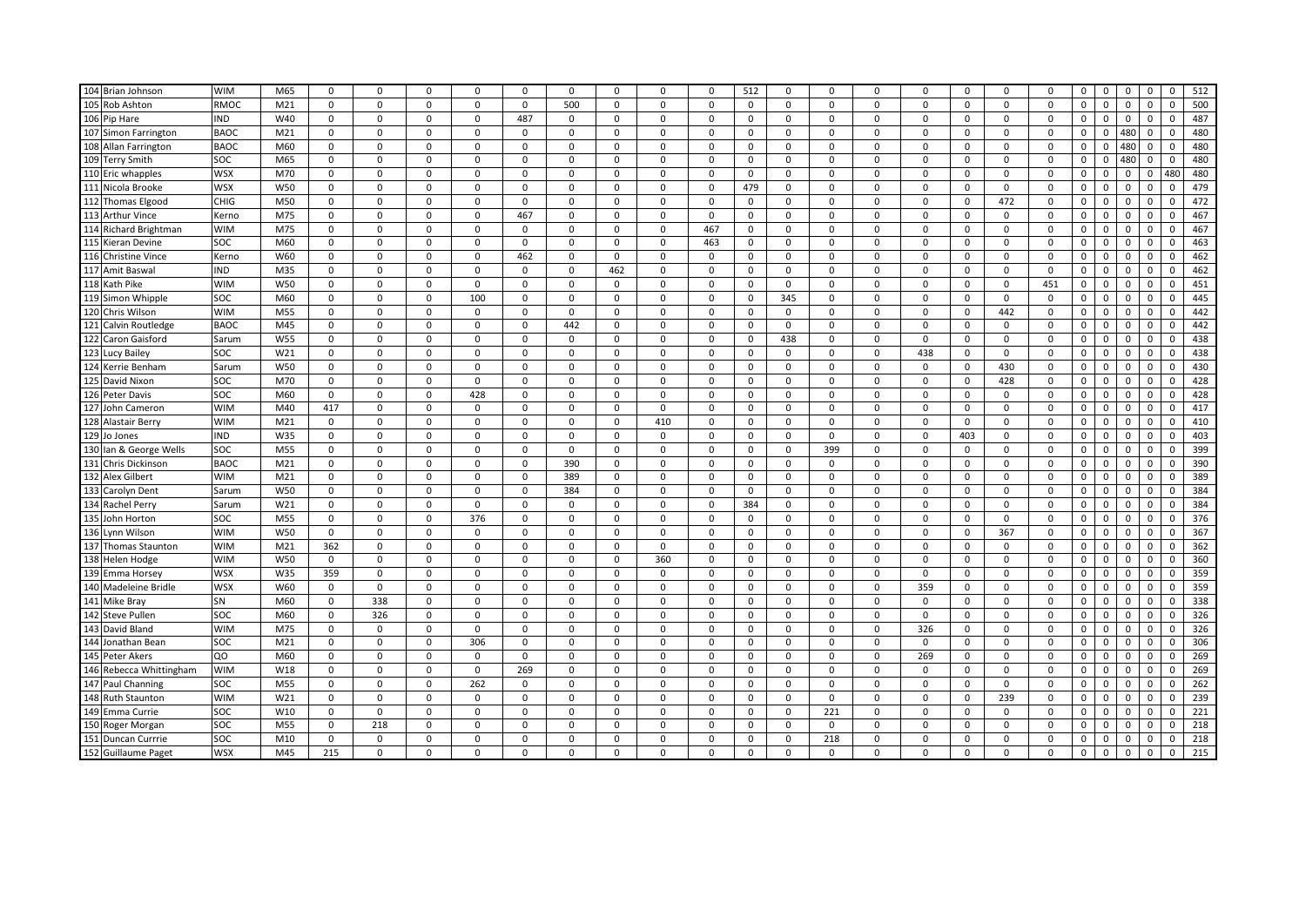| | | | | | | | | | | | | | | | | | | | | | | | | | | | | |
|---|---|---|---|---|---|---|---|---|---|---|---|---|---|---|---|---|---|---|---|---|---|---|---|---|---|---|---|---|
| 104 | Brian Johnson | WIM | M65 | 0 | 0 | 0 | 0 | 0 | 0 | 0 | 0 | 0 | 0 | 512 | 0 | 0 | 0 | 0 | 0 | 0 | 0 | 0 | 0 | 0 | 0 | 0 | 0 | 512 |
| 105 | Rob Ashton | RMOC | M21 | 0 | 0 | 0 | 0 | 0 | 0 | 500 | 0 | 0 | 0 | 0 | 0 | 0 | 0 | 0 | 0 | 0 | 0 | 0 | 0 | 0 | 0 | 0 | 0 | 500 |
| 106 | Pip Hare | IND | W40 | 0 | 0 | 0 | 0 | 0 | 487 | 0 | 0 | 0 | 0 | 0 | 0 | 0 | 0 | 0 | 0 | 0 | 0 | 0 | 0 | 0 | 0 | 0 | 0 | 487 |
| 107 | Simon Farrington | BAOC | M21 | 0 | 0 | 0 | 0 | 0 | 0 | 0 | 0 | 0 | 0 | 0 | 0 | 0 | 0 | 0 | 0 | 0 | 0 | 0 | 0 | 0 | 480 | 0 | 0 | 480 |
| 108 | Allan Farrington | BAOC | M60 | 0 | 0 | 0 | 0 | 0 | 0 | 0 | 0 | 0 | 0 | 0 | 0 | 0 | 0 | 0 | 0 | 0 | 0 | 0 | 0 | 0 | 480 | 0 | 0 | 480 |
| 109 | Terry Smith | SOC | M65 | 0 | 0 | 0 | 0 | 0 | 0 | 0 | 0 | 0 | 0 | 0 | 0 | 0 | 0 | 0 | 0 | 0 | 0 | 0 | 0 | 0 | 480 | 0 | 0 | 480 |
| 110 | Eric whapples | WSX | M70 | 0 | 0 | 0 | 0 | 0 | 0 | 0 | 0 | 0 | 0 | 0 | 0 | 0 | 0 | 0 | 0 | 0 | 0 | 0 | 0 | 0 | 0 | 0 | 480 | 480 |
| 111 | Nicola Brooke | WSX | W50 | 0 | 0 | 0 | 0 | 0 | 0 | 0 | 0 | 0 | 0 | 479 | 0 | 0 | 0 | 0 | 0 | 0 | 0 | 0 | 0 | 0 | 0 | 0 | 0 | 479 |
| 112 | Thomas Elgood | CHIG | M50 | 0 | 0 | 0 | 0 | 0 | 0 | 0 | 0 | 0 | 0 | 0 | 0 | 0 | 0 | 0 | 0 | 0 | 472 | 0 | 0 | 0 | 0 | 0 | 0 | 472 |
| 113 | Arthur Vince | Kerno | M75 | 0 | 0 | 0 | 0 | 0 | 467 | 0 | 0 | 0 | 0 | 0 | 0 | 0 | 0 | 0 | 0 | 0 | 0 | 0 | 0 | 0 | 0 | 0 | 0 | 467 |
| 114 | Richard Brightman | WIM | M75 | 0 | 0 | 0 | 0 | 0 | 0 | 0 | 0 | 0 | 467 | 0 | 0 | 0 | 0 | 0 | 0 | 0 | 0 | 0 | 0 | 0 | 0 | 0 | 0 | 467 |
| 115 | Kieran Devine | SOC | M60 | 0 | 0 | 0 | 0 | 0 | 0 | 0 | 0 | 0 | 463 | 0 | 0 | 0 | 0 | 0 | 0 | 0 | 0 | 0 | 0 | 0 | 0 | 0 | 0 | 463 |
| 116 | Christine Vince | Kerno | W60 | 0 | 0 | 0 | 0 | 0 | 462 | 0 | 0 | 0 | 0 | 0 | 0 | 0 | 0 | 0 | 0 | 0 | 0 | 0 | 0 | 0 | 0 | 0 | 0 | 462 |
| 117 | Amit Baswal | IND | M35 | 0 | 0 | 0 | 0 | 0 | 0 | 0 | 462 | 0 | 0 | 0 | 0 | 0 | 0 | 0 | 0 | 0 | 0 | 0 | 0 | 0 | 0 | 0 | 0 | 462 |
| 118 | Kath Pike | WIM | W50 | 0 | 0 | 0 | 0 | 0 | 0 | 0 | 0 | 0 | 0 | 0 | 0 | 0 | 0 | 0 | 0 | 0 | 0 | 451 | 0 | 0 | 0 | 0 | 0 | 451 |
| 119 | Simon Whipple | SOC | M60 | 0 | 0 | 0 | 0 | 100 | 0 | 0 | 0 | 0 | 0 | 0 | 345 | 0 | 0 | 0 | 0 | 0 | 0 | 0 | 0 | 0 | 0 | 0 | 0 | 445 |
| 120 | Chris Wilson | WIM | M55 | 0 | 0 | 0 | 0 | 0 | 0 | 0 | 0 | 0 | 0 | 0 | 0 | 0 | 0 | 0 | 0 | 0 | 442 | 0 | 0 | 0 | 0 | 0 | 0 | 442 |
| 121 | Calvin Routledge | BAOC | M45 | 0 | 0 | 0 | 0 | 0 | 0 | 442 | 0 | 0 | 0 | 0 | 0 | 0 | 0 | 0 | 0 | 0 | 0 | 0 | 0 | 0 | 0 | 0 | 0 | 442 |
| 122 | Caron Gaisford | Sarum | W55 | 0 | 0 | 0 | 0 | 0 | 0 | 0 | 0 | 0 | 0 | 0 | 438 | 0 | 0 | 0 | 0 | 0 | 0 | 0 | 0 | 0 | 0 | 0 | 0 | 438 |
| 123 | Lucy Bailey | SOC | W21 | 0 | 0 | 0 | 0 | 0 | 0 | 0 | 0 | 0 | 0 | 0 | 0 | 0 | 0 | 0 | 438 | 0 | 0 | 0 | 0 | 0 | 0 | 0 | 0 | 438 |
| 124 | Kerrie Benham | Sarum | W50 | 0 | 0 | 0 | 0 | 0 | 0 | 0 | 0 | 0 | 0 | 0 | 0 | 0 | 0 | 0 | 0 | 0 | 430 | 0 | 0 | 0 | 0 | 0 | 0 | 430 |
| 125 | David Nixon | SOC | M70 | 0 | 0 | 0 | 0 | 0 | 0 | 0 | 0 | 0 | 0 | 0 | 0 | 0 | 0 | 0 | 0 | 0 | 428 | 0 | 0 | 0 | 0 | 0 | 0 | 428 |
| 126 | Peter Davis | SOC | M60 | 0 | 0 | 0 | 0 | 428 | 0 | 0 | 0 | 0 | 0 | 0 | 0 | 0 | 0 | 0 | 0 | 0 | 0 | 0 | 0 | 0 | 0 | 0 | 0 | 428 |
| 127 | John Cameron | WIM | M40 | 417 | 0 | 0 | 0 | 0 | 0 | 0 | 0 | 0 | 0 | 0 | 0 | 0 | 0 | 0 | 0 | 0 | 0 | 0 | 0 | 0 | 0 | 0 | 0 | 417 |
| 128 | Alastair Berry | WIM | M21 | 0 | 0 | 0 | 0 | 0 | 0 | 0 | 0 | 410 | 0 | 0 | 0 | 0 | 0 | 0 | 0 | 0 | 0 | 0 | 0 | 0 | 0 | 0 | 0 | 410 |
| 129 | Jo Jones | IND | W35 | 0 | 0 | 0 | 0 | 0 | 0 | 0 | 0 | 0 | 0 | 0 | 0 | 0 | 0 | 0 | 0 | 403 | 0 | 0 | 0 | 0 | 0 | 0 | 0 | 403 |
| 130 | Ian & George Wells | SOC | M55 | 0 | 0 | 0 | 0 | 0 | 0 | 0 | 0 | 0 | 0 | 0 | 0 | 0 | 399 | 0 | 0 | 0 | 0 | 0 | 0 | 0 | 0 | 0 | 0 | 399 |
| 131 | Chris Dickinson | BAOC | M21 | 0 | 0 | 0 | 0 | 0 | 0 | 390 | 0 | 0 | 0 | 0 | 0 | 0 | 0 | 0 | 0 | 0 | 0 | 0 | 0 | 0 | 0 | 0 | 0 | 390 |
| 132 | Alex Gilbert | WIM | M21 | 0 | 0 | 0 | 0 | 0 | 0 | 389 | 0 | 0 | 0 | 0 | 0 | 0 | 0 | 0 | 0 | 0 | 0 | 0 | 0 | 0 | 0 | 0 | 0 | 389 |
| 133 | Carolyn Dent | Sarum | W50 | 0 | 0 | 0 | 0 | 0 | 0 | 384 | 0 | 0 | 0 | 0 | 0 | 0 | 0 | 0 | 0 | 0 | 0 | 0 | 0 | 0 | 0 | 0 | 0 | 384 |
| 134 | Rachel Perry | Sarum | W21 | 0 | 0 | 0 | 0 | 0 | 0 | 0 | 0 | 0 | 0 | 384 | 0 | 0 | 0 | 0 | 0 | 0 | 0 | 0 | 0 | 0 | 0 | 0 | 0 | 384 |
| 135 | John Horton | SOC | M55 | 0 | 0 | 0 | 0 | 376 | 0 | 0 | 0 | 0 | 0 | 0 | 0 | 0 | 0 | 0 | 0 | 0 | 0 | 0 | 0 | 0 | 0 | 0 | 0 | 376 |
| 136 | Lynn Wilson | WIM | W50 | 0 | 0 | 0 | 0 | 0 | 0 | 0 | 0 | 0 | 0 | 0 | 0 | 0 | 0 | 0 | 0 | 0 | 367 | 0 | 0 | 0 | 0 | 0 | 0 | 367 |
| 137 | Thomas Staunton | WIM | M21 | 362 | 0 | 0 | 0 | 0 | 0 | 0 | 0 | 0 | 0 | 0 | 0 | 0 | 0 | 0 | 0 | 0 | 0 | 0 | 0 | 0 | 0 | 0 | 0 | 362 |
| 138 | Helen Hodge | WIM | W50 | 0 | 0 | 0 | 0 | 0 | 0 | 0 | 0 | 360 | 0 | 0 | 0 | 0 | 0 | 0 | 0 | 0 | 0 | 0 | 0 | 0 | 0 | 0 | 0 | 360 |
| 139 | Emma Horsey | WSX | W35 | 359 | 0 | 0 | 0 | 0 | 0 | 0 | 0 | 0 | 0 | 0 | 0 | 0 | 0 | 0 | 0 | 0 | 0 | 0 | 0 | 0 | 0 | 0 | 0 | 359 |
| 140 | Madeleine Bridle | WSX | W60 | 0 | 0 | 0 | 0 | 0 | 0 | 0 | 0 | 0 | 0 | 0 | 0 | 0 | 0 | 0 | 359 | 0 | 0 | 0 | 0 | 0 | 0 | 0 | 0 | 359 |
| 141 | Mike Bray | SN | M60 | 0 | 338 | 0 | 0 | 0 | 0 | 0 | 0 | 0 | 0 | 0 | 0 | 0 | 0 | 0 | 0 | 0 | 0 | 0 | 0 | 0 | 0 | 0 | 0 | 338 |
| 142 | Steve Pullen | SOC | M60 | 0 | 326 | 0 | 0 | 0 | 0 | 0 | 0 | 0 | 0 | 0 | 0 | 0 | 0 | 0 | 0 | 0 | 0 | 0 | 0 | 0 | 0 | 0 | 0 | 326 |
| 143 | David Bland | WIM | M75 | 0 | 0 | 0 | 0 | 0 | 0 | 0 | 0 | 0 | 0 | 0 | 0 | 0 | 0 | 0 | 326 | 0 | 0 | 0 | 0 | 0 | 0 | 0 | 0 | 326 |
| 144 | Jonathan Bean | SOC | M21 | 0 | 0 | 0 | 0 | 306 | 0 | 0 | 0 | 0 | 0 | 0 | 0 | 0 | 0 | 0 | 0 | 0 | 0 | 0 | 0 | 0 | 0 | 0 | 0 | 306 |
| 145 | Peter Akers | QO | M60 | 0 | 0 | 0 | 0 | 0 | 0 | 0 | 0 | 0 | 0 | 0 | 0 | 0 | 0 | 0 | 269 | 0 | 0 | 0 | 0 | 0 | 0 | 0 | 0 | 269 |
| 146 | Rebecca Whittingham | WIM | W18 | 0 | 0 | 0 | 0 | 0 | 269 | 0 | 0 | 0 | 0 | 0 | 0 | 0 | 0 | 0 | 0 | 0 | 0 | 0 | 0 | 0 | 0 | 0 | 0 | 269 |
| 147 | Paul Channing | SOC | M55 | 0 | 0 | 0 | 0 | 262 | 0 | 0 | 0 | 0 | 0 | 0 | 0 | 0 | 0 | 0 | 0 | 0 | 0 | 0 | 0 | 0 | 0 | 0 | 0 | 262 |
| 148 | Ruth Staunton | WIM | W21 | 0 | 0 | 0 | 0 | 0 | 0 | 0 | 0 | 0 | 0 | 0 | 0 | 0 | 0 | 0 | 0 | 0 | 239 | 0 | 0 | 0 | 0 | 0 | 0 | 239 |
| 149 | Emma Currie | SOC | W10 | 0 | 0 | 0 | 0 | 0 | 0 | 0 | 0 | 0 | 0 | 0 | 0 | 0 | 221 | 0 | 0 | 0 | 0 | 0 | 0 | 0 | 0 | 0 | 0 | 221 |
| 150 | Roger Morgan | SOC | M55 | 0 | 218 | 0 | 0 | 0 | 0 | 0 | 0 | 0 | 0 | 0 | 0 | 0 | 0 | 0 | 0 | 0 | 0 | 0 | 0 | 0 | 0 | 0 | 0 | 218 |
| 151 | Duncan Currrie | SOC | M10 | 0 | 0 | 0 | 0 | 0 | 0 | 0 | 0 | 0 | 0 | 0 | 0 | 0 | 218 | 0 | 0 | 0 | 0 | 0 | 0 | 0 | 0 | 0 | 0 | 218 |
| 152 | Guillaume Paget | WSX | M45 | 215 | 0 | 0 | 0 | 0 | 0 | 0 | 0 | 0 | 0 | 0 | 0 | 0 | 0 | 0 | 0 | 0 | 0 | 0 | 0 | 0 | 0 | 0 | 0 | 215 |